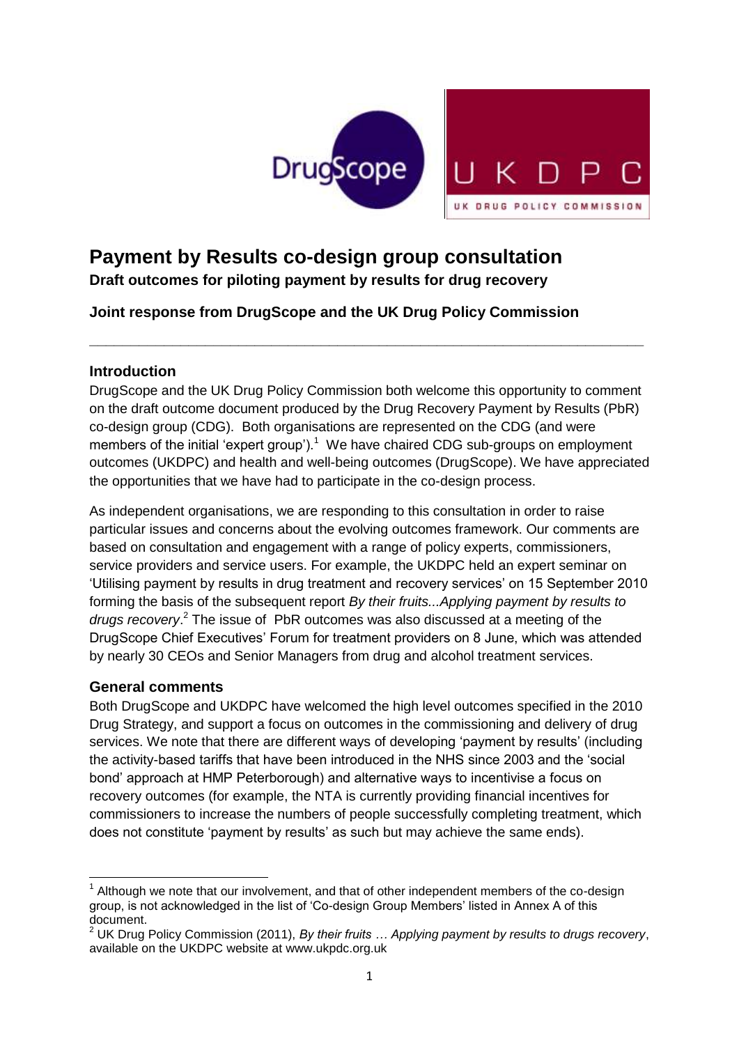# Payment by Results co-design group consultation

**Draft outcomes for piloting payment by results for drug recovery**

**Joint response from DrugScope and the UK Drug Policy Commission**

---

## Introduction

DrugScope and the UK Drug Policy Commission both welcome this opportunity to comment on the draft outcome document produced by the Drug Recovery Payment by Results (PbR) co-design group (CDG). Both organisations are represented on the CDG (and were members of the initial 'expert group').[1] We have chaired CDG sub-groups on employment outcomes (UKDPC) and health and well-being outcomes (DrugScope). We have appreciated the opportunities that we have had to participate in the co-design process.

As independent organisations, we are responding to this consultation in order to raise particular issues and concerns about the evolving outcomes framework. Our comments are based on consultation and engagement with a range of policy experts, commissioners, service providers and service users. For example, the UKDPC held an expert seminar on 'Utilising payment by results in drug treatment and recovery services' on 15 September 2010 forming the basis of the subsequent report *By their fruits...Applying payment by results to drugs recovery*.[2] The issue of PbR outcomes was also discussed at a meeting of the DrugScope Chief Executives' Forum for treatment providers on 8 June, which was attended by nearly 30 CEOs and Senior Managers from drug and alcohol treatment services.

## General comments

Both DrugScope and UKDPC have welcomed the high level outcomes specified in the 2010 Drug Strategy, and support a focus on outcomes in the commissioning and delivery of drug services. We note that there are different ways of developing 'payment by results' (including the activity-based tariffs that have been introduced in the NHS since 2003 and the 'social bond' approach at HMP Peterborough) and alternative ways to incentivise a focus on recovery outcomes (for example, the NTA is currently providing financial incentives for commissioners to increase the numbers of people successfully completing treatment, which does not constitute 'payment by results' as such but may achieve the same ends).

---

[1] Although we note that our involvement, and that of other independent members of the co-design group, is not acknowledged in the list of 'Co-design Group Members' listed in Annex A of this document.

[2] UK Drug Policy Commission (2011), *By their fruits … Applying payment by results to drugs recovery*, available on the UKDPC website at www.ukdpc.org.uk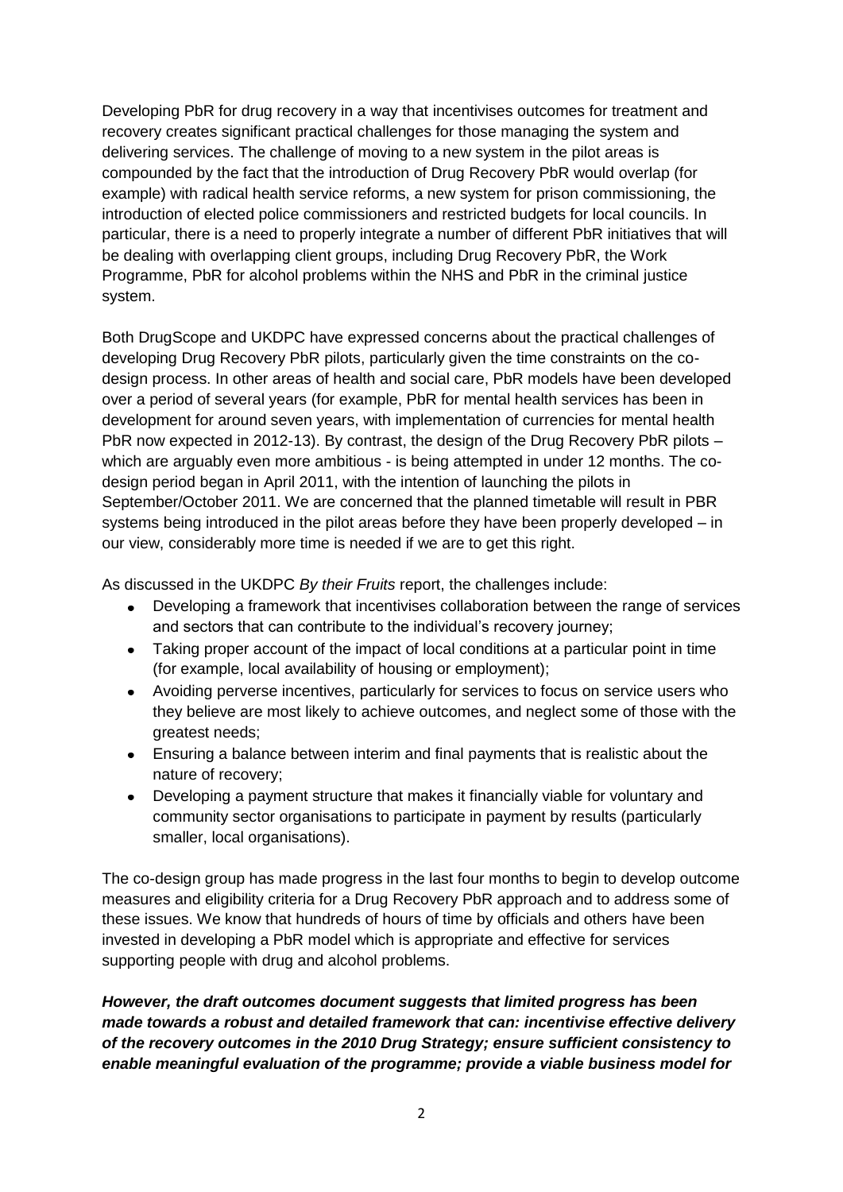Developing PbR for drug recovery in a way that incentivises outcomes for treatment and recovery creates significant practical challenges for those managing the system and delivering services. The challenge of moving to a new system in the pilot areas is compounded by the fact that the introduction of Drug Recovery PbR would overlap (for example) with radical health service reforms, a new system for prison commissioning, the introduction of elected police commissioners and restricted budgets for local councils. In particular, there is a need to properly integrate a number of different PbR initiatives that will be dealing with overlapping client groups, including Drug Recovery PbR, the Work Programme, PbR for alcohol problems within the NHS and PbR in the criminal justice system.

Both DrugScope and UKDPC have expressed concerns about the practical challenges of developing Drug Recovery PbR pilots, particularly given the time constraints on the co-design process. In other areas of health and social care, PbR models have been developed over a period of several years (for example, PbR for mental health services has been in development for around seven years, with implementation of currencies for mental health PbR now expected in 2012-13). By contrast, the design of the Drug Recovery PbR pilots – which are arguably even more ambitious - is being attempted in under 12 months. The co-design period began in April 2011, with the intention of launching the pilots in September/October 2011. We are concerned that the planned timetable will result in PBR systems being introduced in the pilot areas before they have been properly developed – in our view, considerably more time is needed if we are to get this right.

As discussed in the UKDPC *By their Fruits* report, the challenges include:

- Developing a framework that incentivises collaboration between the range of services and sectors that can contribute to the individual's recovery journey;
- Taking proper account of the impact of local conditions at a particular point in time (for example, local availability of housing or employment);
- Avoiding perverse incentives, particularly for services to focus on service users who they believe are most likely to achieve outcomes, and neglect some of those with the greatest needs;
- Ensuring a balance between interim and final payments that is realistic about the nature of recovery;
- Developing a payment structure that makes it financially viable for voluntary and community sector organisations to participate in payment by results (particularly smaller, local organisations).

The co-design group has made progress in the last four months to begin to develop outcome measures and eligibility criteria for a Drug Recovery PbR approach and to address some of these issues. We know that hundreds of hours of time by officials and others have been invested in developing a PbR model which is appropriate and effective for services supporting people with drug and alcohol problems.

***However, the draft outcomes document suggests that limited progress has been made towards a robust and detailed framework that can: incentivise effective delivery of the recovery outcomes in the 2010 Drug Strategy; ensure sufficient consistency to enable meaningful evaluation of the programme; provide a viable business model for***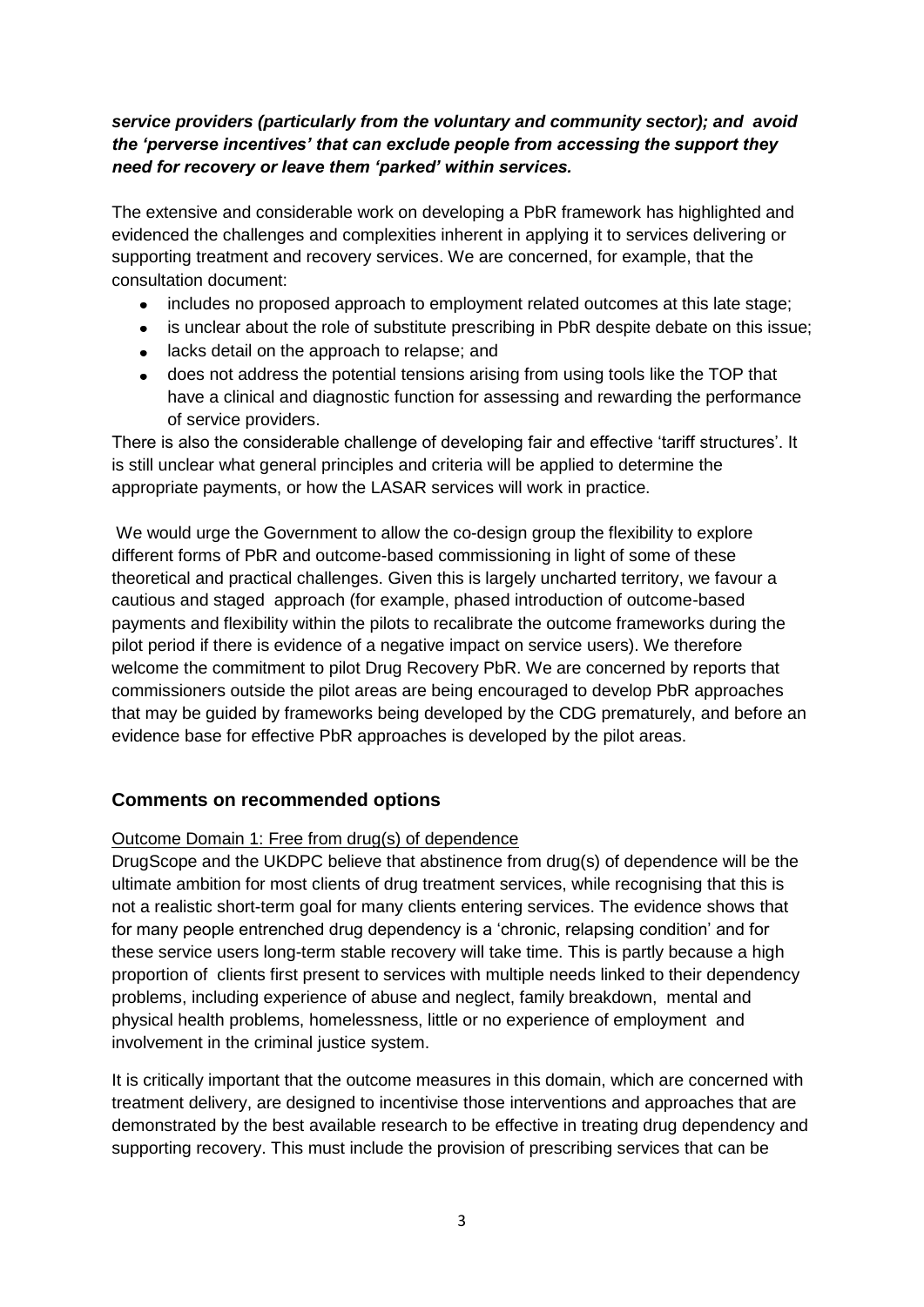***service providers (particularly from the voluntary and community sector); and avoid the 'perverse incentives' that can exclude people from accessing the support they need for recovery or leave them 'parked' within services.***

The extensive and considerable work on developing a PbR framework has highlighted and evidenced the challenges and complexities inherent in applying it to services delivering or supporting treatment and recovery services. We are concerned, for example, that the consultation document:

- includes no proposed approach to employment related outcomes at this late stage;
- is unclear about the role of substitute prescribing in PbR despite debate on this issue;
- lacks detail on the approach to relapse; and
- does not address the potential tensions arising from using tools like the TOP that have a clinical and diagnostic function for assessing and rewarding the performance of service providers.

There is also the considerable challenge of developing fair and effective 'tariff structures'. It is still unclear what general principles and criteria will be applied to determine the appropriate payments, or how the LASAR services will work in practice.

We would urge the Government to allow the co-design group the flexibility to explore different forms of PbR and outcome-based commissioning in light of some of these theoretical and practical challenges. Given this is largely uncharted territory, we favour a cautious and staged approach (for example, phased introduction of outcome-based payments and flexibility within the pilots to recalibrate the outcome frameworks during the pilot period if there is evidence of a negative impact on service users). We therefore welcome the commitment to pilot Drug Recovery PbR. We are concerned by reports that commissioners outside the pilot areas are being encouraged to develop PbR approaches that may be guided by frameworks being developed by the CDG prematurely, and before an evidence base for effective PbR approaches is developed by the pilot areas.

## Comments on recommended options

Outcome Domain 1: Free from drug(s) of dependence

DrugScope and the UKDPC believe that abstinence from drug(s) of dependence will be the ultimate ambition for most clients of drug treatment services, while recognising that this is not a realistic short-term goal for many clients entering services. The evidence shows that for many people entrenched drug dependency is a 'chronic, relapsing condition' and for these service users long-term stable recovery will take time. This is partly because a high proportion of clients first present to services with multiple needs linked to their dependency problems, including experience of abuse and neglect, family breakdown, mental and physical health problems, homelessness, little or no experience of employment and involvement in the criminal justice system.

It is critically important that the outcome measures in this domain, which are concerned with treatment delivery, are designed to incentivise those interventions and approaches that are demonstrated by the best available research to be effective in treating drug dependency and supporting recovery. This must include the provision of prescribing services that can be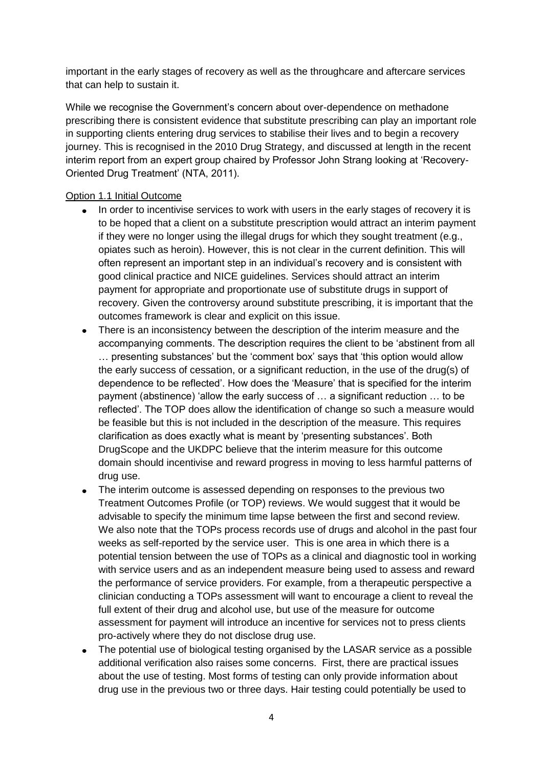important in the early stages of recovery as well as the throughcare and aftercare services that can help to sustain it.

While we recognise the Government's concern about over-dependence on methadone prescribing there is consistent evidence that substitute prescribing can play an important role in supporting clients entering drug services to stabilise their lives and to begin a recovery journey. This is recognised in the 2010 Drug Strategy, and discussed at length in the recent interim report from an expert group chaired by Professor John Strang looking at 'Recovery-Oriented Drug Treatment' (NTA, 2011).

Option 1.1 Initial Outcome

- In order to incentivise services to work with users in the early stages of recovery it is to be hoped that a client on a substitute prescription would attract an interim payment if they were no longer using the illegal drugs for which they sought treatment (e.g., opiates such as heroin). However, this is not clear in the current definition. This will often represent an important step in an individual's recovery and is consistent with good clinical practice and NICE guidelines. Services should attract an interim payment for appropriate and proportionate use of substitute drugs in support of recovery. Given the controversy around substitute prescribing, it is important that the outcomes framework is clear and explicit on this issue.
- There is an inconsistency between the description of the interim measure and the accompanying comments. The description requires the client to be 'abstinent from all … presenting substances' but the 'comment box' says that 'this option would allow the early success of cessation, or a significant reduction, in the use of the drug(s) of dependence to be reflected'. How does the 'Measure' that is specified for the interim payment (abstinence) 'allow the early success of … a significant reduction … to be reflected'. The TOP does allow the identification of change so such a measure would be feasible but this is not included in the description of the measure. This requires clarification as does exactly what is meant by 'presenting substances'. Both DrugScope and the UKDPC believe that the interim measure for this outcome domain should incentivise and reward progress in moving to less harmful patterns of drug use.
- The interim outcome is assessed depending on responses to the previous two Treatment Outcomes Profile (or TOP) reviews. We would suggest that it would be advisable to specify the minimum time lapse between the first and second review. We also note that the TOPs process records use of drugs and alcohol in the past four weeks as self-reported by the service user. This is one area in which there is a potential tension between the use of TOPs as a clinical and diagnostic tool in working with service users and as an independent measure being used to assess and reward the performance of service providers. For example, from a therapeutic perspective a clinician conducting a TOPs assessment will want to encourage a client to reveal the full extent of their drug and alcohol use, but use of the measure for outcome assessment for payment will introduce an incentive for services not to press clients pro-actively where they do not disclose drug use.
- The potential use of biological testing organised by the LASAR service as a possible additional verification also raises some concerns. First, there are practical issues about the use of testing. Most forms of testing can only provide information about drug use in the previous two or three days. Hair testing could potentially be used to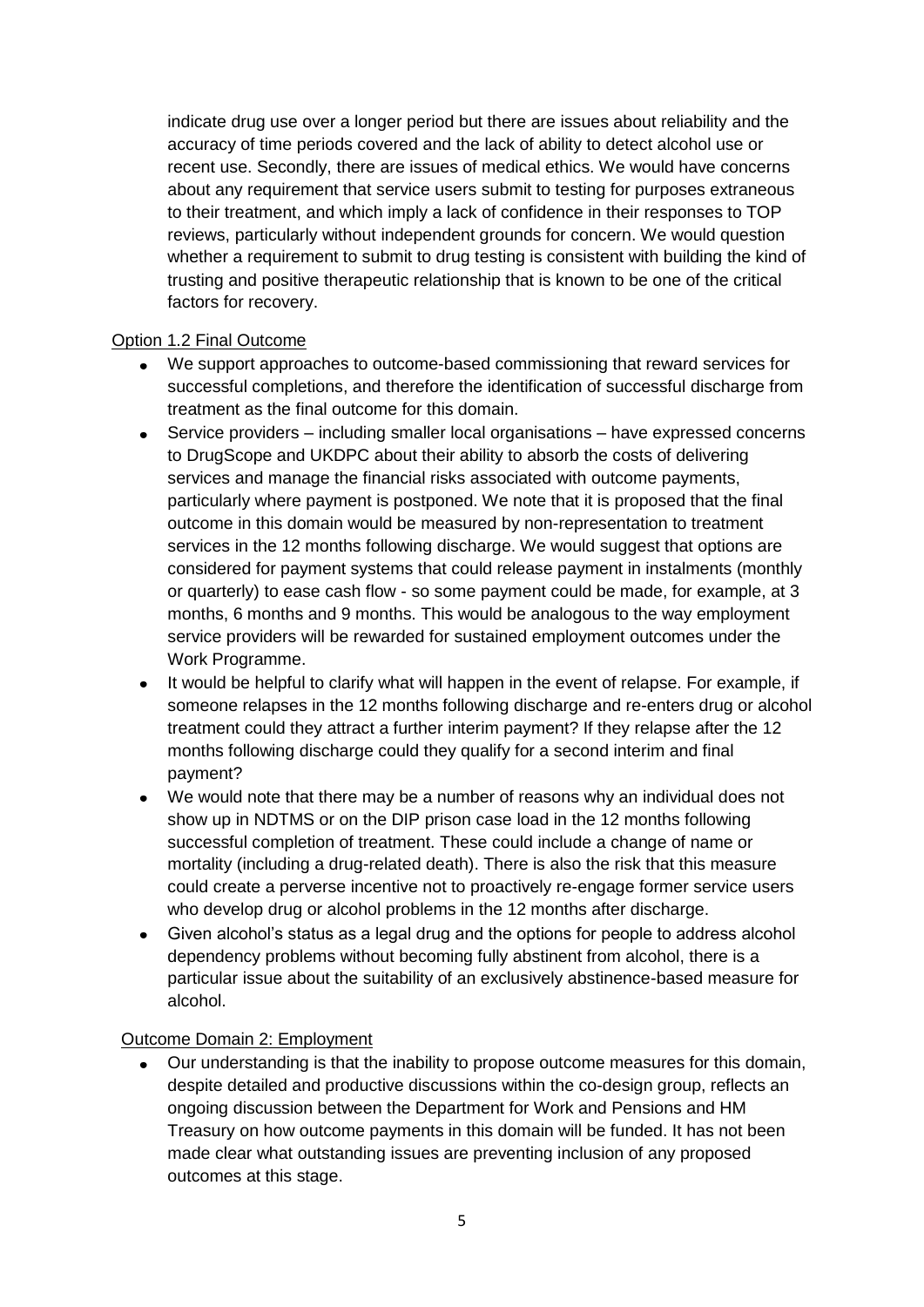indicate drug use over a longer period but there are issues about reliability and the accuracy of time periods covered and the lack of ability to detect alcohol use or recent use. Secondly, there are issues of medical ethics. We would have concerns about any requirement that service users submit to testing for purposes extraneous to their treatment, and which imply a lack of confidence in their responses to TOP reviews, particularly without independent grounds for concern. We would question whether a requirement to submit to drug testing is consistent with building the kind of trusting and positive therapeutic relationship that is known to be one of the critical factors for recovery.

Option 1.2 Final Outcome

- We support approaches to outcome-based commissioning that reward services for successful completions, and therefore the identification of successful discharge from treatment as the final outcome for this domain.
- Service providers – including smaller local organisations – have expressed concerns to DrugScope and UKDPC about their ability to absorb the costs of delivering services and manage the financial risks associated with outcome payments, particularly where payment is postponed. We note that it is proposed that the final outcome in this domain would be measured by non-representation to treatment services in the 12 months following discharge. We would suggest that options are considered for payment systems that could release payment in instalments (monthly or quarterly) to ease cash flow - so some payment could be made, for example, at 3 months, 6 months and 9 months. This would be analogous to the way employment service providers will be rewarded for sustained employment outcomes under the Work Programme.
- It would be helpful to clarify what will happen in the event of relapse. For example, if someone relapses in the 12 months following discharge and re-enters drug or alcohol treatment could they attract a further interim payment? If they relapse after the 12 months following discharge could they qualify for a second interim and final payment?
- We would note that there may be a number of reasons why an individual does not show up in NDTMS or on the DIP prison case load in the 12 months following successful completion of treatment. These could include a change of name or mortality (including a drug-related death). There is also the risk that this measure could create a perverse incentive not to proactively re-engage former service users who develop drug or alcohol problems in the 12 months after discharge.
- Given alcohol's status as a legal drug and the options for people to address alcohol dependency problems without becoming fully abstinent from alcohol, there is a particular issue about the suitability of an exclusively abstinence-based measure for alcohol.

Outcome Domain 2: Employment

- Our understanding is that the inability to propose outcome measures for this domain, despite detailed and productive discussions within the co-design group, reflects an ongoing discussion between the Department for Work and Pensions and HM Treasury on how outcome payments in this domain will be funded. It has not been made clear what outstanding issues are preventing inclusion of any proposed outcomes at this stage.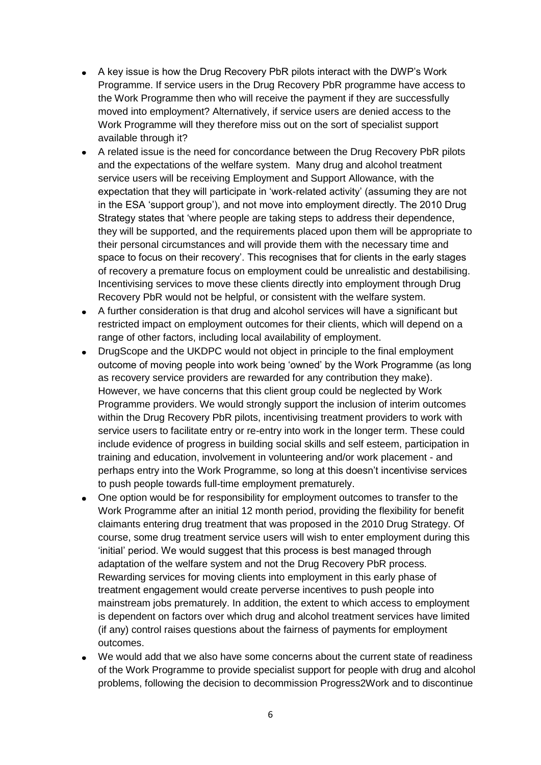- A key issue is how the Drug Recovery PbR pilots interact with the DWP's Work Programme. If service users in the Drug Recovery PbR programme have access to the Work Programme then who will receive the payment if they are successfully moved into employment? Alternatively, if service users are denied access to the Work Programme will they therefore miss out on the sort of specialist support available through it?
- A related issue is the need for concordance between the Drug Recovery PbR pilots and the expectations of the welfare system. Many drug and alcohol treatment service users will be receiving Employment and Support Allowance, with the expectation that they will participate in 'work-related activity' (assuming they are not in the ESA 'support group'), and not move into employment directly. The 2010 Drug Strategy states that 'where people are taking steps to address their dependence, they will be supported, and the requirements placed upon them will be appropriate to their personal circumstances and will provide them with the necessary time and space to focus on their recovery'. This recognises that for clients in the early stages of recovery a premature focus on employment could be unrealistic and destabilising. Incentivising services to move these clients directly into employment through Drug Recovery PbR would not be helpful, or consistent with the welfare system.
- A further consideration is that drug and alcohol services will have a significant but restricted impact on employment outcomes for their clients, which will depend on a range of other factors, including local availability of employment.
- DrugScope and the UKDPC would not object in principle to the final employment outcome of moving people into work being 'owned' by the Work Programme (as long as recovery service providers are rewarded for any contribution they make). However, we have concerns that this client group could be neglected by Work Programme providers. We would strongly support the inclusion of interim outcomes within the Drug Recovery PbR pilots, incentivising treatment providers to work with service users to facilitate entry or re-entry into work in the longer term. These could include evidence of progress in building social skills and self esteem, participation in training and education, involvement in volunteering and/or work placement - and perhaps entry into the Work Programme, so long at this doesn't incentivise services to push people towards full-time employment prematurely.
- One option would be for responsibility for employment outcomes to transfer to the Work Programme after an initial 12 month period, providing the flexibility for benefit claimants entering drug treatment that was proposed in the 2010 Drug Strategy. Of course, some drug treatment service users will wish to enter employment during this 'initial' period. We would suggest that this process is best managed through adaptation of the welfare system and not the Drug Recovery PbR process. Rewarding services for moving clients into employment in this early phase of treatment engagement would create perverse incentives to push people into mainstream jobs prematurely. In addition, the extent to which access to employment is dependent on factors over which drug and alcohol treatment services have limited (if any) control raises questions about the fairness of payments for employment outcomes.
- We would add that we also have some concerns about the current state of readiness of the Work Programme to provide specialist support for people with drug and alcohol problems, following the decision to decommission Progress2Work and to discontinue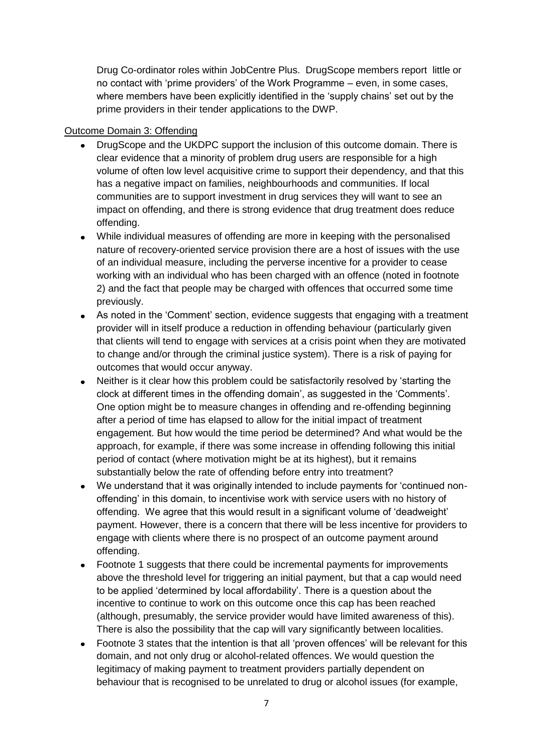Drug Co-ordinator roles within JobCentre Plus. DrugScope members report little or no contact with 'prime providers' of the Work Programme – even, in some cases, where members have been explicitly identified in the 'supply chains' set out by the prime providers in their tender applications to the DWP.

Outcome Domain 3: Offending

- DrugScope and the UKDPC support the inclusion of this outcome domain. There is clear evidence that a minority of problem drug users are responsible for a high volume of often low level acquisitive crime to support their dependency, and that this has a negative impact on families, neighbourhoods and communities. If local communities are to support investment in drug services they will want to see an impact on offending, and there is strong evidence that drug treatment does reduce offending.
- While individual measures of offending are more in keeping with the personalised nature of recovery-oriented service provision there are a host of issues with the use of an individual measure, including the perverse incentive for a provider to cease working with an individual who has been charged with an offence (noted in footnote 2) and the fact that people may be charged with offences that occurred some time previously.
- As noted in the 'Comment' section, evidence suggests that engaging with a treatment provider will in itself produce a reduction in offending behaviour (particularly given that clients will tend to engage with services at a crisis point when they are motivated to change and/or through the criminal justice system). There is a risk of paying for outcomes that would occur anyway.
- Neither is it clear how this problem could be satisfactorily resolved by 'starting the clock at different times in the offending domain', as suggested in the 'Comments'. One option might be to measure changes in offending and re-offending beginning after a period of time has elapsed to allow for the initial impact of treatment engagement. But how would the time period be determined? And what would be the approach, for example, if there was some increase in offending following this initial period of contact (where motivation might be at its highest), but it remains substantially below the rate of offending before entry into treatment?
- We understand that it was originally intended to include payments for 'continued non-offending' in this domain, to incentivise work with service users with no history of offending. We agree that this would result in a significant volume of 'deadweight' payment. However, there is a concern that there will be less incentive for providers to engage with clients where there is no prospect of an outcome payment around offending.
- Footnote 1 suggests that there could be incremental payments for improvements above the threshold level for triggering an initial payment, but that a cap would need to be applied 'determined by local affordability'. There is a question about the incentive to continue to work on this outcome once this cap has been reached (although, presumably, the service provider would have limited awareness of this). There is also the possibility that the cap will vary significantly between localities.
- Footnote 3 states that the intention is that all 'proven offences' will be relevant for this domain, and not only drug or alcohol-related offences. We would question the legitimacy of making payment to treatment providers partially dependent on behaviour that is recognised to be unrelated to drug or alcohol issues (for example,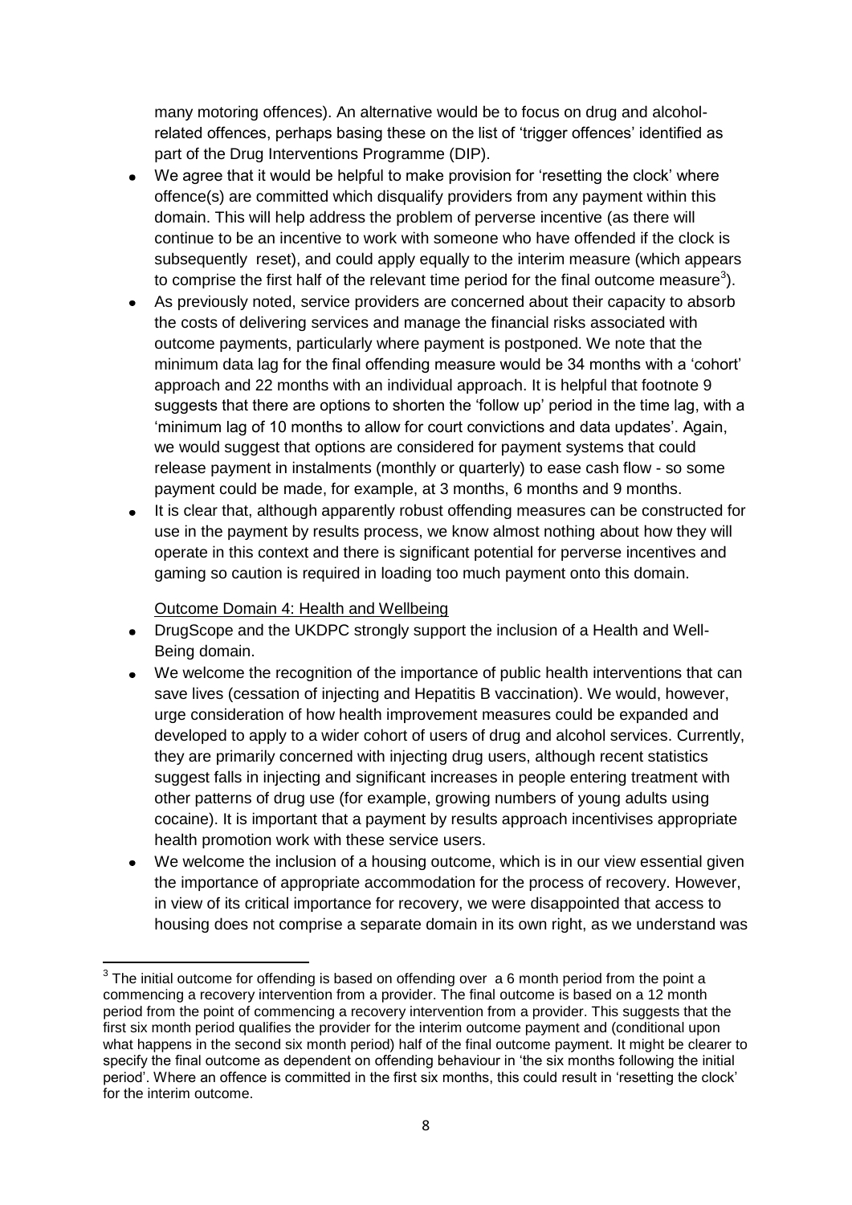many motoring offences). An alternative would be to focus on drug and alcohol-related offences, perhaps basing these on the list of 'trigger offences' identified as part of the Drug Interventions Programme (DIP).

- We agree that it would be helpful to make provision for 'resetting the clock' where offence(s) are committed which disqualify providers from any payment within this domain. This will help address the problem of perverse incentive (as there will continue to be an incentive to work with someone who have offended if the clock is subsequently reset), and could apply equally to the interim measure (which appears to comprise the first half of the relevant time period for the final outcome measure[3]).
- As previously noted, service providers are concerned about their capacity to absorb the costs of delivering services and manage the financial risks associated with outcome payments, particularly where payment is postponed. We note that the minimum data lag for the final offending measure would be 34 months with a 'cohort' approach and 22 months with an individual approach. It is helpful that footnote 9 suggests that there are options to shorten the 'follow up' period in the time lag, with a 'minimum lag of 10 months to allow for court convictions and data updates'. Again, we would suggest that options are considered for payment systems that could release payment in instalments (monthly or quarterly) to ease cash flow - so some payment could be made, for example, at 3 months, 6 months and 9 months.
- It is clear that, although apparently robust offending measures can be constructed for use in the payment by results process, we know almost nothing about how they will operate in this context and there is significant potential for perverse incentives and gaming so caution is required in loading too much payment onto this domain.

<u>Outcome Domain 4: Health and Wellbeing</u>

- DrugScope and the UKDPC strongly support the inclusion of a Health and Well-Being domain.
- We welcome the recognition of the importance of public health interventions that can save lives (cessation of injecting and Hepatitis B vaccination). We would, however, urge consideration of how health improvement measures could be expanded and developed to apply to a wider cohort of users of drug and alcohol services. Currently, they are primarily concerned with injecting drug users, although recent statistics suggest falls in injecting and significant increases in people entering treatment with other patterns of drug use (for example, growing numbers of young adults using cocaine). It is important that a payment by results approach incentivises appropriate health promotion work with these service users.
- We welcome the inclusion of a housing outcome, which is in our view essential given the importance of appropriate accommodation for the process of recovery. However, in view of its critical importance for recovery, we were disappointed that access to housing does not comprise a separate domain in its own right, as we understand was

---

[3] The initial outcome for offending is based on offending over a 6 month period from the point a commencing a recovery intervention from a provider. The final outcome is based on a 12 month period from the point of commencing a recovery intervention from a provider. This suggests that the first six month period qualifies the provider for the interim outcome payment and (conditional upon what happens in the second six month period) half of the final outcome payment. It might be clearer to specify the final outcome as dependent on offending behaviour in 'the six months following the initial period'. Where an offence is committed in the first six months, this could result in 'resetting the clock' for the interim outcome.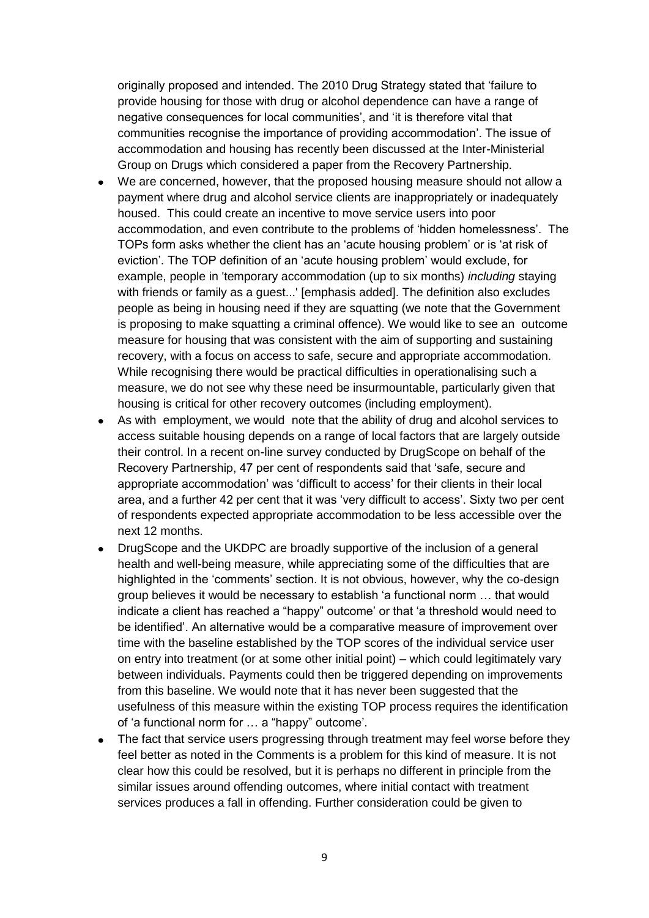originally proposed and intended. The 2010 Drug Strategy stated that 'failure to provide housing for those with drug or alcohol dependence can have a range of negative consequences for local communities', and 'it is therefore vital that communities recognise the importance of providing accommodation'. The issue of accommodation and housing has recently been discussed at the Inter-Ministerial Group on Drugs which considered a paper from the Recovery Partnership.

- We are concerned, however, that the proposed housing measure should not allow a payment where drug and alcohol service clients are inappropriately or inadequately housed. This could create an incentive to move service users into poor accommodation, and even contribute to the problems of 'hidden homelessness'. The TOPs form asks whether the client has an 'acute housing problem' or is 'at risk of eviction'. The TOP definition of an 'acute housing problem' would exclude, for example, people in 'temporary accommodation (up to six months) *including* staying with friends or family as a guest...' [emphasis added]. The definition also excludes people as being in housing need if they are squatting (we note that the Government is proposing to make squatting a criminal offence). We would like to see an outcome measure for housing that was consistent with the aim of supporting and sustaining recovery, with a focus on access to safe, secure and appropriate accommodation. While recognising there would be practical difficulties in operationalising such a measure, we do not see why these need be insurmountable, particularly given that housing is critical for other recovery outcomes (including employment).
- As with employment, we would note that the ability of drug and alcohol services to access suitable housing depends on a range of local factors that are largely outside their control. In a recent on-line survey conducted by DrugScope on behalf of the Recovery Partnership, 47 per cent of respondents said that 'safe, secure and appropriate accommodation' was 'difficult to access' for their clients in their local area, and a further 42 per cent that it was 'very difficult to access'. Sixty two per cent of respondents expected appropriate accommodation to be less accessible over the next 12 months.
- DrugScope and the UKDPC are broadly supportive of the inclusion of a general health and well-being measure, while appreciating some of the difficulties that are highlighted in the 'comments' section. It is not obvious, however, why the co-design group believes it would be necessary to establish 'a functional norm … that would indicate a client has reached a "happy" outcome' or that 'a threshold would need to be identified'. An alternative would be a comparative measure of improvement over time with the baseline established by the TOP scores of the individual service user on entry into treatment (or at some other initial point) – which could legitimately vary between individuals. Payments could then be triggered depending on improvements from this baseline. We would note that it has never been suggested that the usefulness of this measure within the existing TOP process requires the identification of 'a functional norm for … a "happy" outcome'.
- The fact that service users progressing through treatment may feel worse before they feel better as noted in the Comments is a problem for this kind of measure. It is not clear how this could be resolved, but it is perhaps no different in principle from the similar issues around offending outcomes, where initial contact with treatment services produces a fall in offending. Further consideration could be given to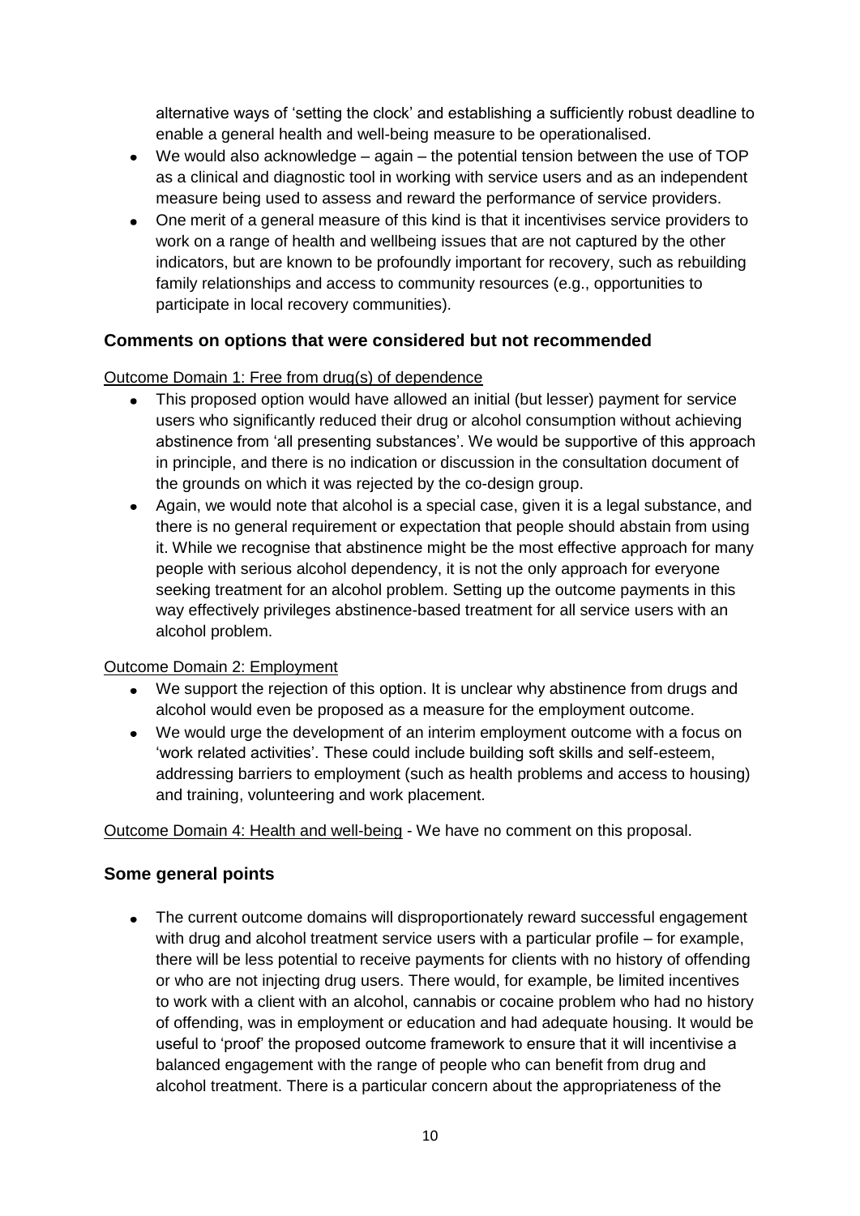alternative ways of 'setting the clock' and establishing a sufficiently robust deadline to enable a general health and well-being measure to be operationalised.

- We would also acknowledge – again – the potential tension between the use of TOP as a clinical and diagnostic tool in working with service users and as an independent measure being used to assess and reward the performance of service providers.
- One merit of a general measure of this kind is that it incentivises service providers to work on a range of health and wellbeing issues that are not captured by the other indicators, but are known to be profoundly important for recovery, such as rebuilding family relationships and access to community resources (e.g., opportunities to participate in local recovery communities).

### Comments on options that were considered but not recommended

Outcome Domain 1: Free from drug(s) of dependence

- This proposed option would have allowed an initial (but lesser) payment for service users who significantly reduced their drug or alcohol consumption without achieving abstinence from 'all presenting substances'. We would be supportive of this approach in principle, and there is no indication or discussion in the consultation document of the grounds on which it was rejected by the co-design group.
- Again, we would note that alcohol is a special case, given it is a legal substance, and there is no general requirement or expectation that people should abstain from using it. While we recognise that abstinence might be the most effective approach for many people with serious alcohol dependency, it is not the only approach for everyone seeking treatment for an alcohol problem. Setting up the outcome payments in this way effectively privileges abstinence-based treatment for all service users with an alcohol problem.

Outcome Domain 2: Employment

- We support the rejection of this option. It is unclear why abstinence from drugs and alcohol would even be proposed as a measure for the employment outcome.
- We would urge the development of an interim employment outcome with a focus on 'work related activities'. These could include building soft skills and self-esteem, addressing barriers to employment (such as health problems and access to housing) and training, volunteering and work placement.

Outcome Domain 4: Health and well-being - We have no comment on this proposal.

### Some general points

- The current outcome domains will disproportionately reward successful engagement with drug and alcohol treatment service users with a particular profile – for example, there will be less potential to receive payments for clients with no history of offending or who are not injecting drug users. There would, for example, be limited incentives to work with a client with an alcohol, cannabis or cocaine problem who had no history of offending, was in employment or education and had adequate housing. It would be useful to 'proof' the proposed outcome framework to ensure that it will incentivise a balanced engagement with the range of people who can benefit from drug and alcohol treatment. There is a particular concern about the appropriateness of the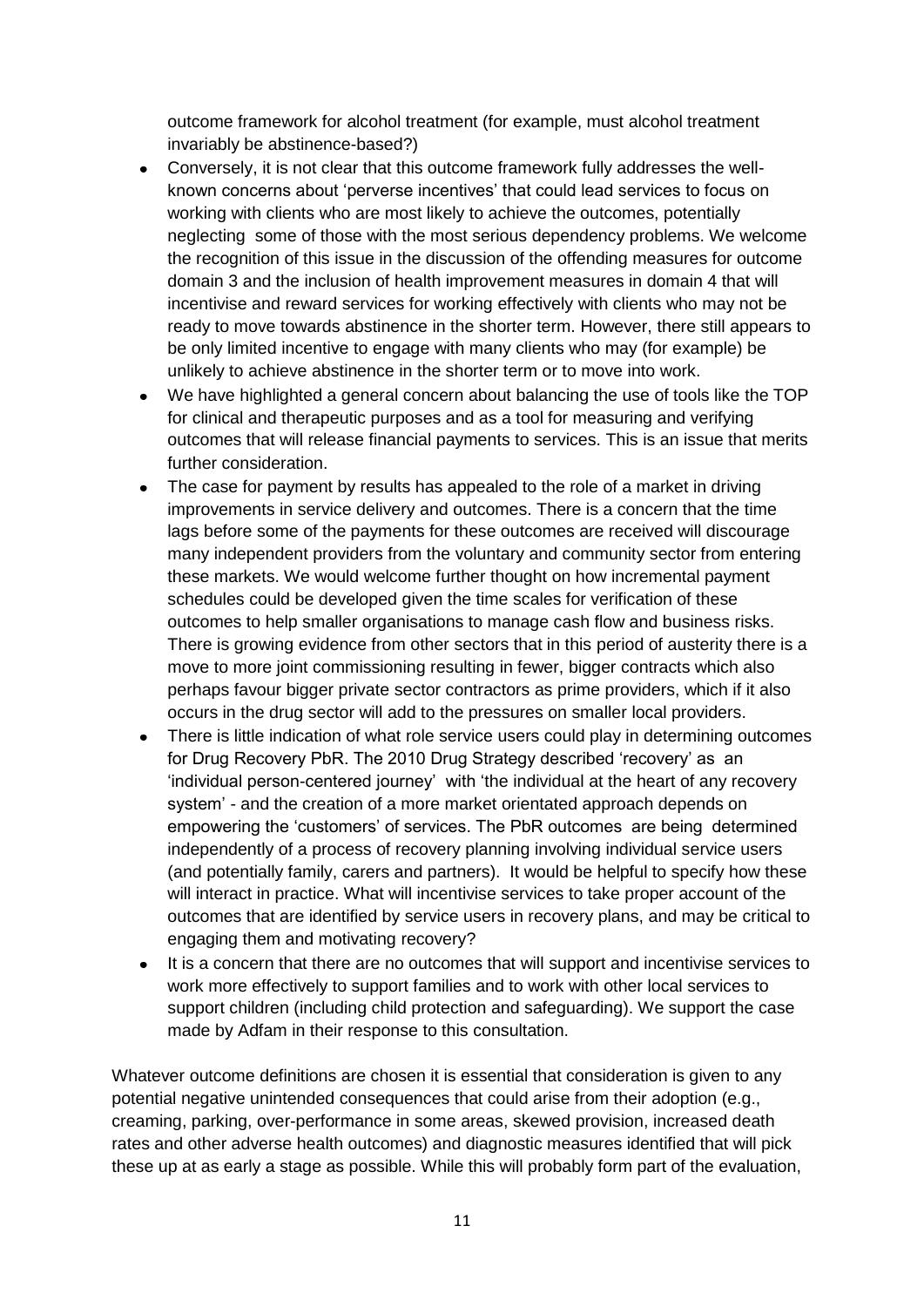outcome framework for alcohol treatment (for example, must alcohol treatment invariably be abstinence-based?)

- Conversely, it is not clear that this outcome framework fully addresses the well-known concerns about 'perverse incentives' that could lead services to focus on working with clients who are most likely to achieve the outcomes, potentially neglecting some of those with the most serious dependency problems. We welcome the recognition of this issue in the discussion of the offending measures for outcome domain 3 and the inclusion of health improvement measures in domain 4 that will incentivise and reward services for working effectively with clients who may not be ready to move towards abstinence in the shorter term. However, there still appears to be only limited incentive to engage with many clients who may (for example) be unlikely to achieve abstinence in the shorter term or to move into work.
- We have highlighted a general concern about balancing the use of tools like the TOP for clinical and therapeutic purposes and as a tool for measuring and verifying outcomes that will release financial payments to services. This is an issue that merits further consideration.
- The case for payment by results has appealed to the role of a market in driving improvements in service delivery and outcomes. There is a concern that the time lags before some of the payments for these outcomes are received will discourage many independent providers from the voluntary and community sector from entering these markets. We would welcome further thought on how incremental payment schedules could be developed given the time scales for verification of these outcomes to help smaller organisations to manage cash flow and business risks. There is growing evidence from other sectors that in this period of austerity there is a move to more joint commissioning resulting in fewer, bigger contracts which also perhaps favour bigger private sector contractors as prime providers, which if it also occurs in the drug sector will add to the pressures on smaller local providers.
- There is little indication of what role service users could play in determining outcomes for Drug Recovery PbR. The 2010 Drug Strategy described 'recovery' as an 'individual person-centered journey' with 'the individual at the heart of any recovery system' - and the creation of a more market orientated approach depends on empowering the 'customers' of services. The PbR outcomes are being determined independently of a process of recovery planning involving individual service users (and potentially family, carers and partners). It would be helpful to specify how these will interact in practice. What will incentivise services to take proper account of the outcomes that are identified by service users in recovery plans, and may be critical to engaging them and motivating recovery?
- It is a concern that there are no outcomes that will support and incentivise services to work more effectively to support families and to work with other local services to support children (including child protection and safeguarding). We support the case made by Adfam in their response to this consultation.

Whatever outcome definitions are chosen it is essential that consideration is given to any potential negative unintended consequences that could arise from their adoption (e.g., creaming, parking, over-performance in some areas, skewed provision, increased death rates and other adverse health outcomes) and diagnostic measures identified that will pick these up at as early a stage as possible. While this will probably form part of the evaluation,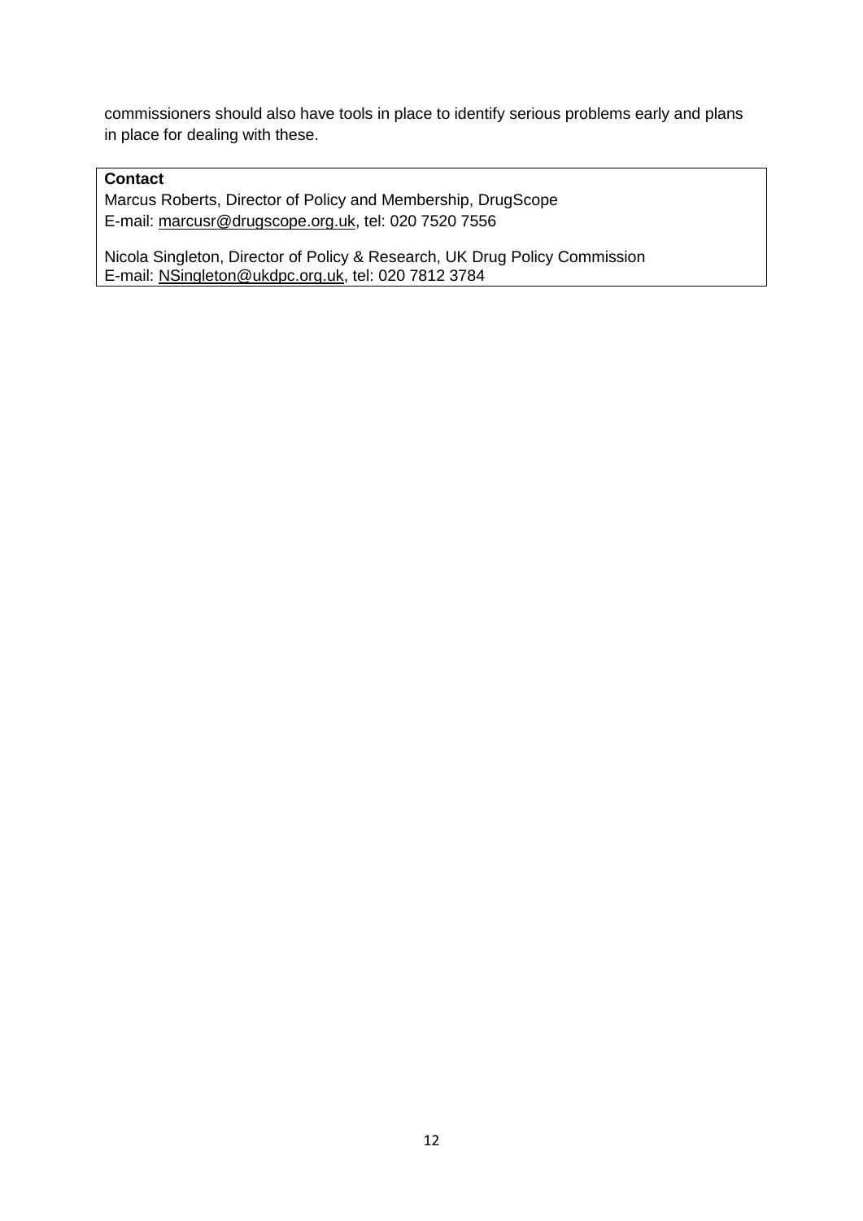commissioners should also have tools in place to identify serious problems early and plans in place for dealing with these.

**Contact**

Marcus Roberts, Director of Policy and Membership, DrugScope
E-mail: marcusr@drugscope.org.uk, tel: 020 7520 7556

Nicola Singleton, Director of Policy & Research, UK Drug Policy Commission
E-mail: NSingleton@ukdpc.org.uk, tel: 020 7812 3784